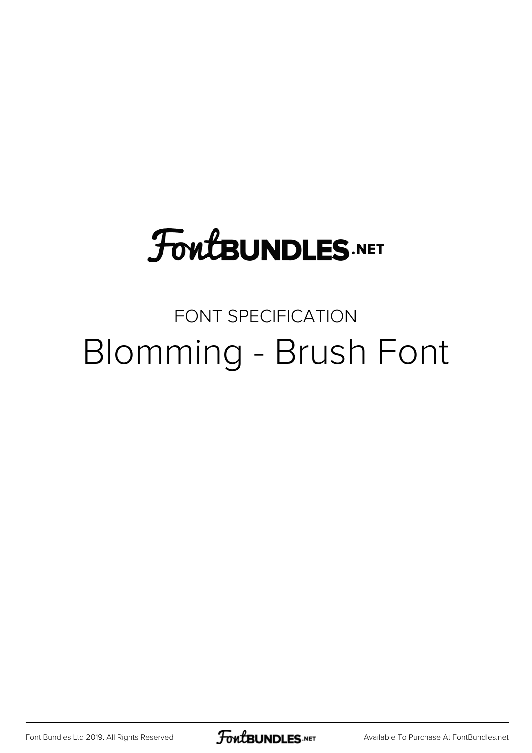FontBUNDLES.NET

FONT SPECIFICATION

# Blomming - Brush Font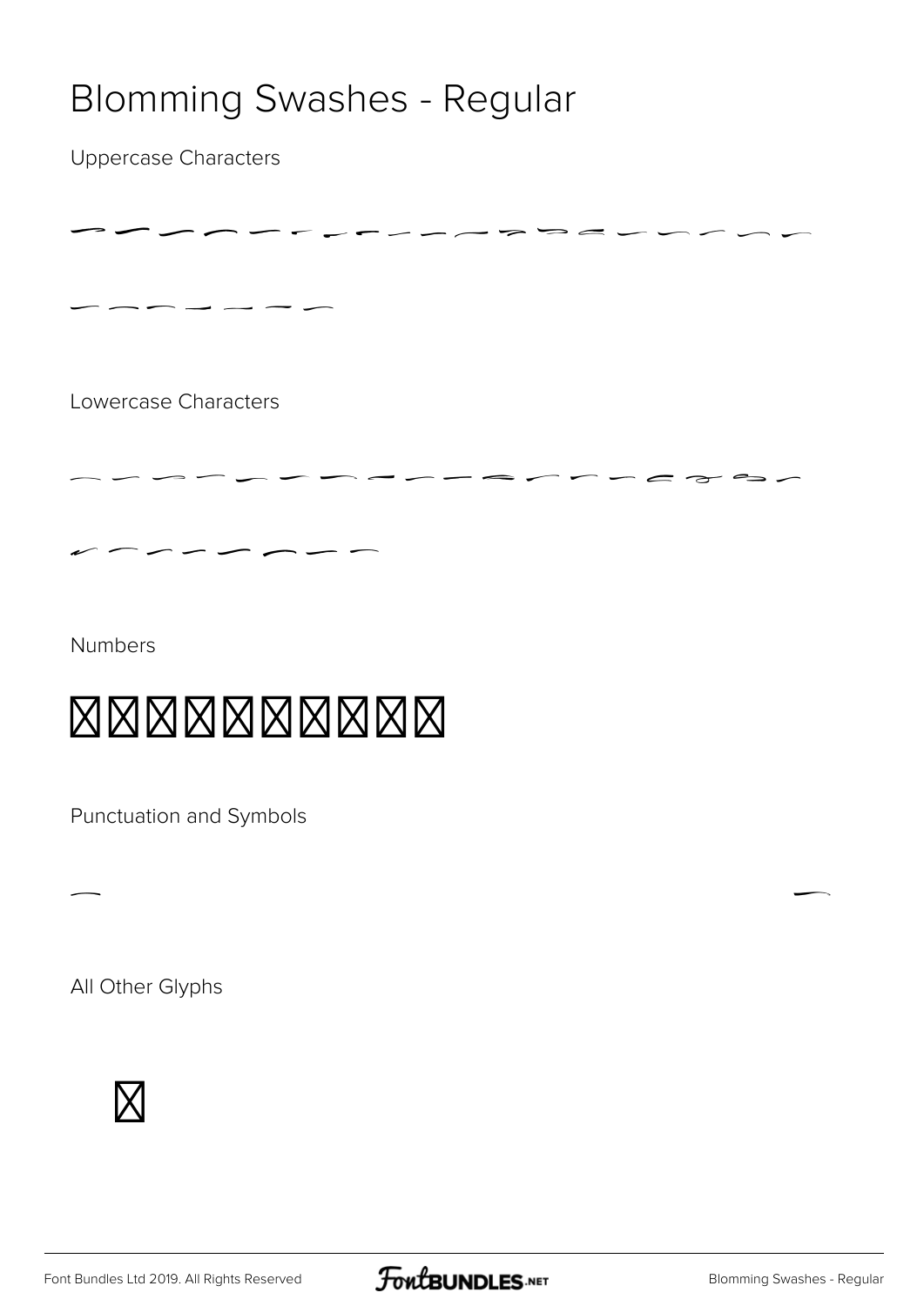# Blomming Swashes - Regular

Uppercase Characters

Lowercase Characters

Numbers

Punctuation and Symbols

All Other Glyphs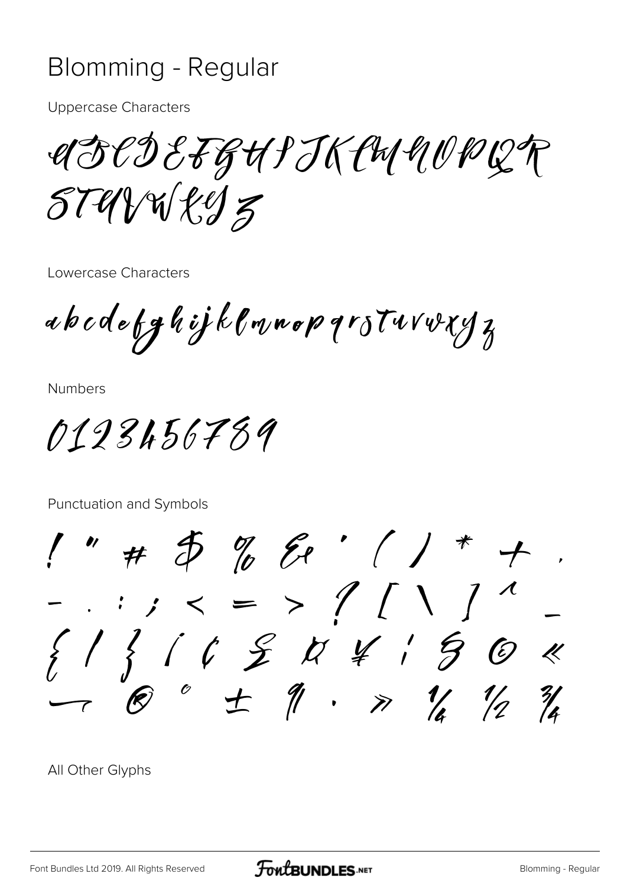# Blomming - Regular

Uppercase Characters

ABCDEFGHIJKLMNOPQR
STUVWXYZ

Lowercase Characters

abcdefghijklmnopqrstuvwxyz

Numbers

0123456789

Punctuation and Symbols

! " # $ % & ' ( ) * + ,
- . : ; < = > ? [ \ ] ^ _
{ | } ¡ ¢ £ ¤ ¥ ¦ § © «
¬ ® ° ± ¶ · » ¼ ½ ¾

All Other Glyphs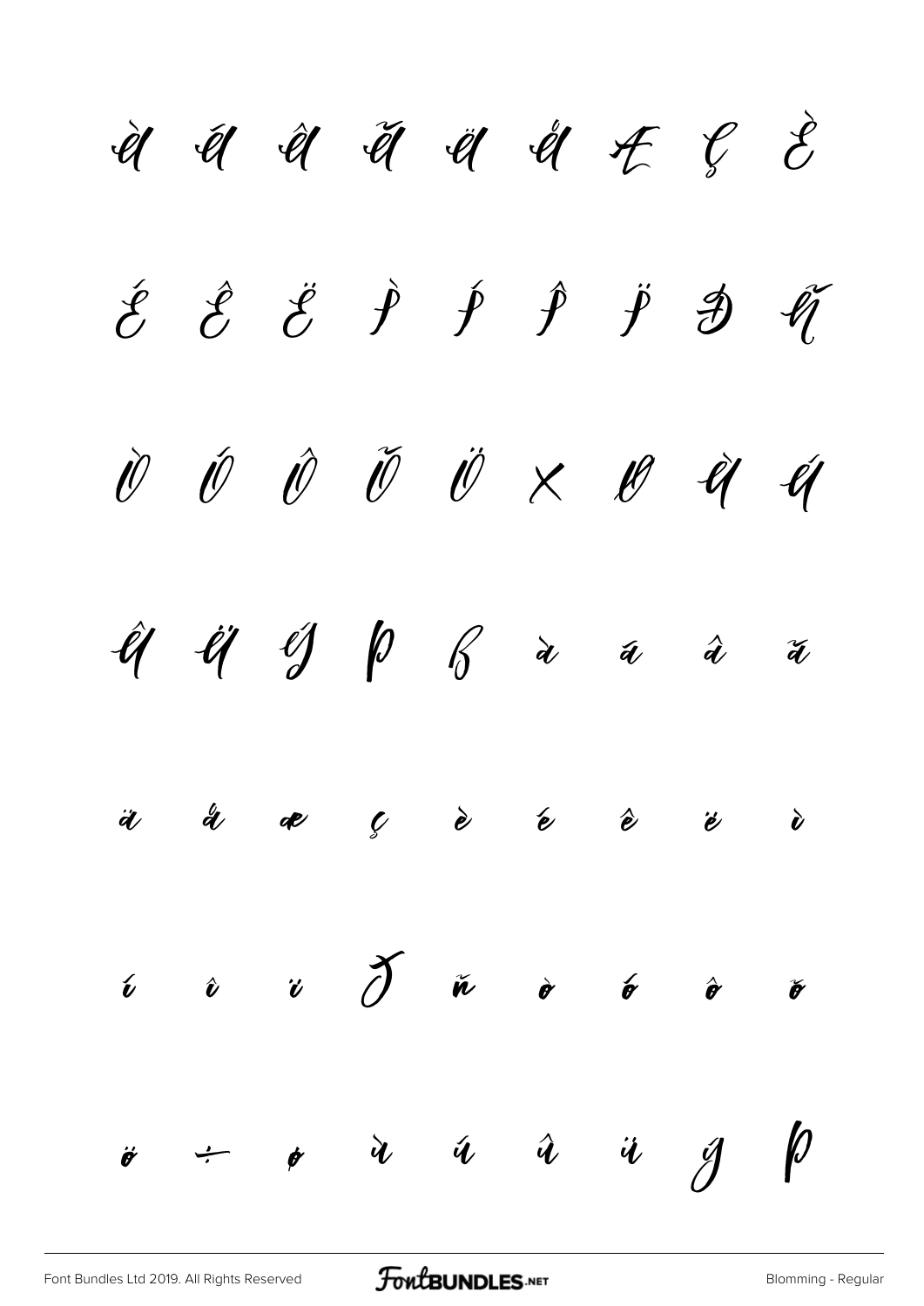À Á Â Ã Ä Å Æ Ç È

É Ê Ë Ì Í Î Ï Ð Ñ

Ò Ó Ô Õ Ö × Ø Ù Ú

Û Ü Ý Þ ß à á â ã

ä å æ ç è é ê ë ì

í î ï ð ñ ò ó ô õ

ö ÷ ø ù ú û ü ý þ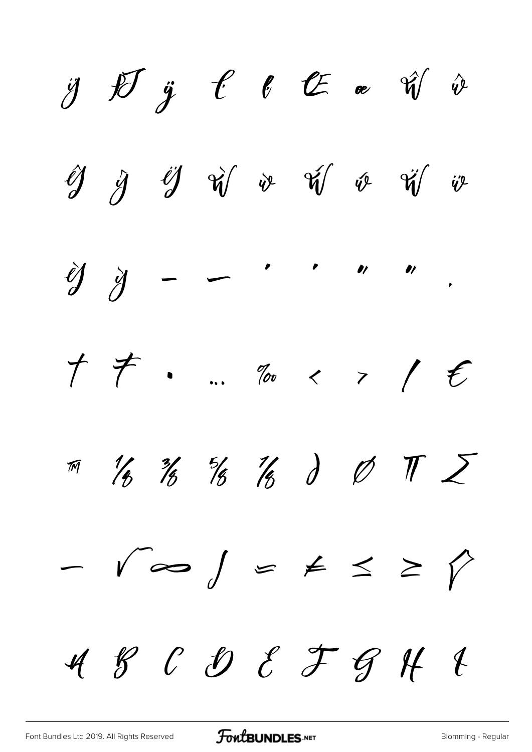ÿ Ĳ ĳ Ŀ ŀ Œ œ Ŵ ŵ

Ŷ ŷ Ÿ Ẁ ẁ Ẃ ẃ Ẅ ẅ

Ỳ ỳ – — ' ' " " ‚

† ‡ • … ‰ ‹ › ⁄ €

™ ⅛ ⅜ ⅝ ⅞ ∂ ∅ ∏ ∑

− √ ∞ ∫ ≈ ≠ ≤ ≥ ◊

A B C D E F G H I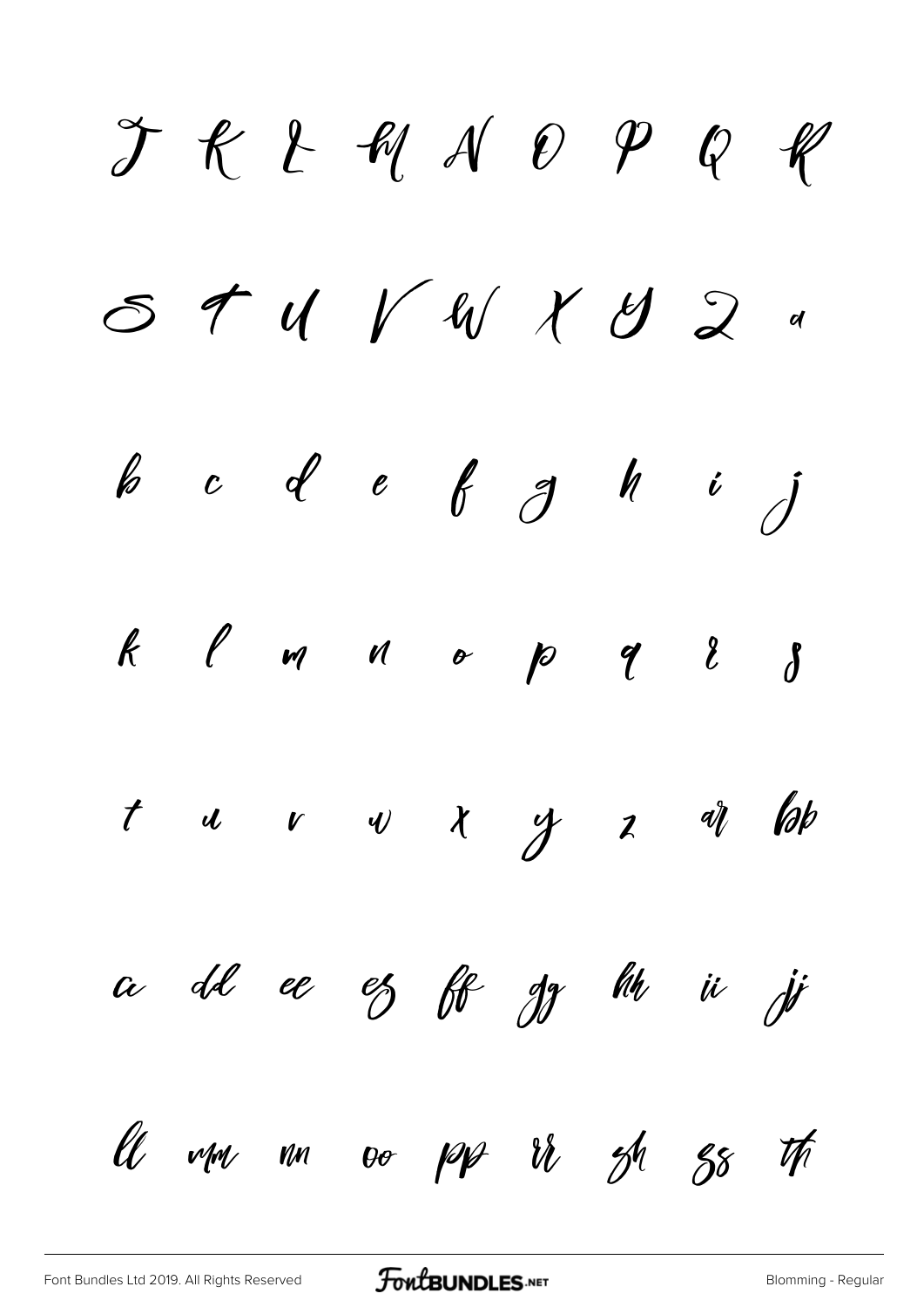J K L M N O P Q R

S T U V W X Y Z a

b c d e f g h i j

k l m n o p q r s

t u v w x y z ar bb

cc dd ee es ff gg hh ii jj

ll mm nn oo pp rr sh ss th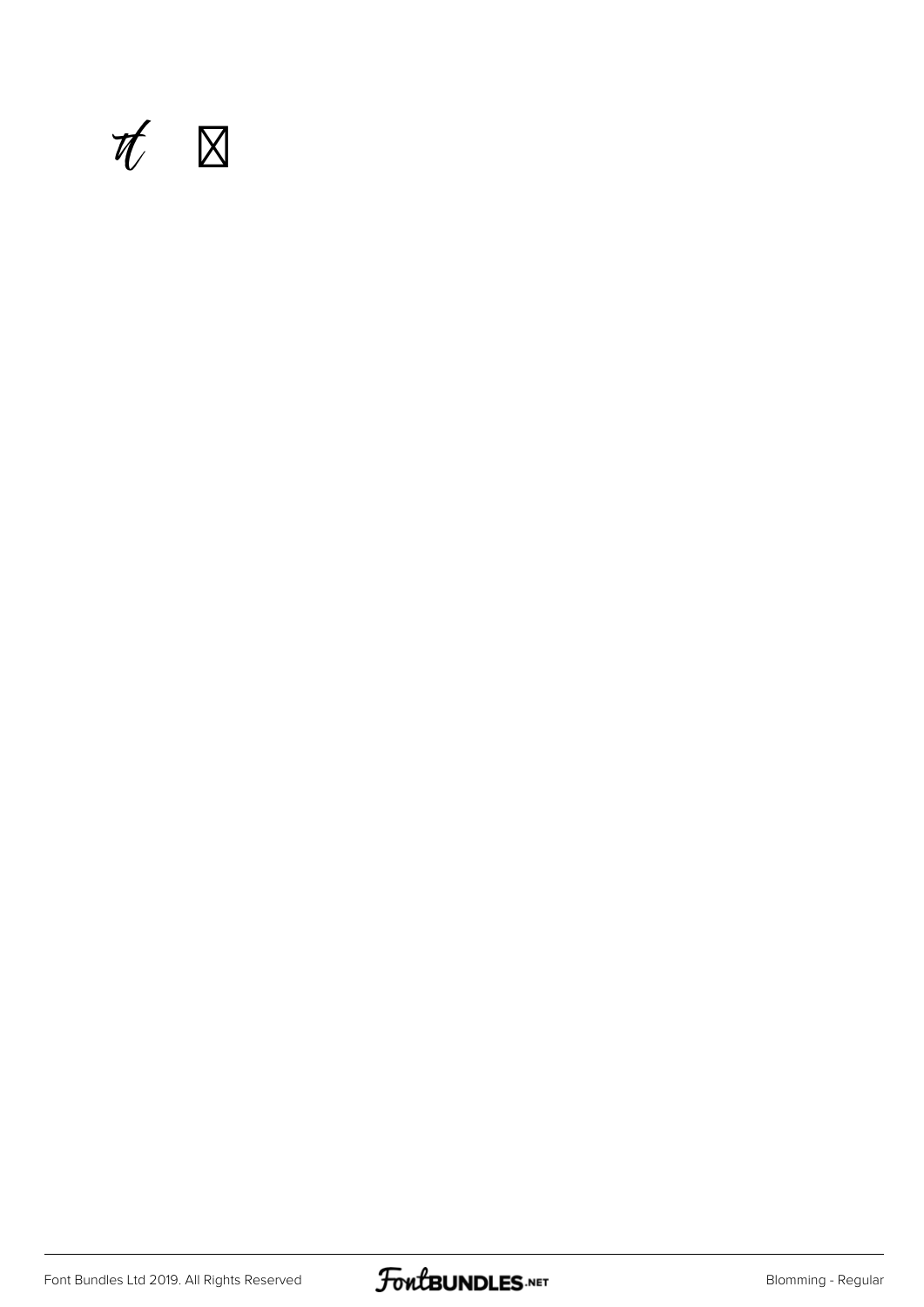tt ☒